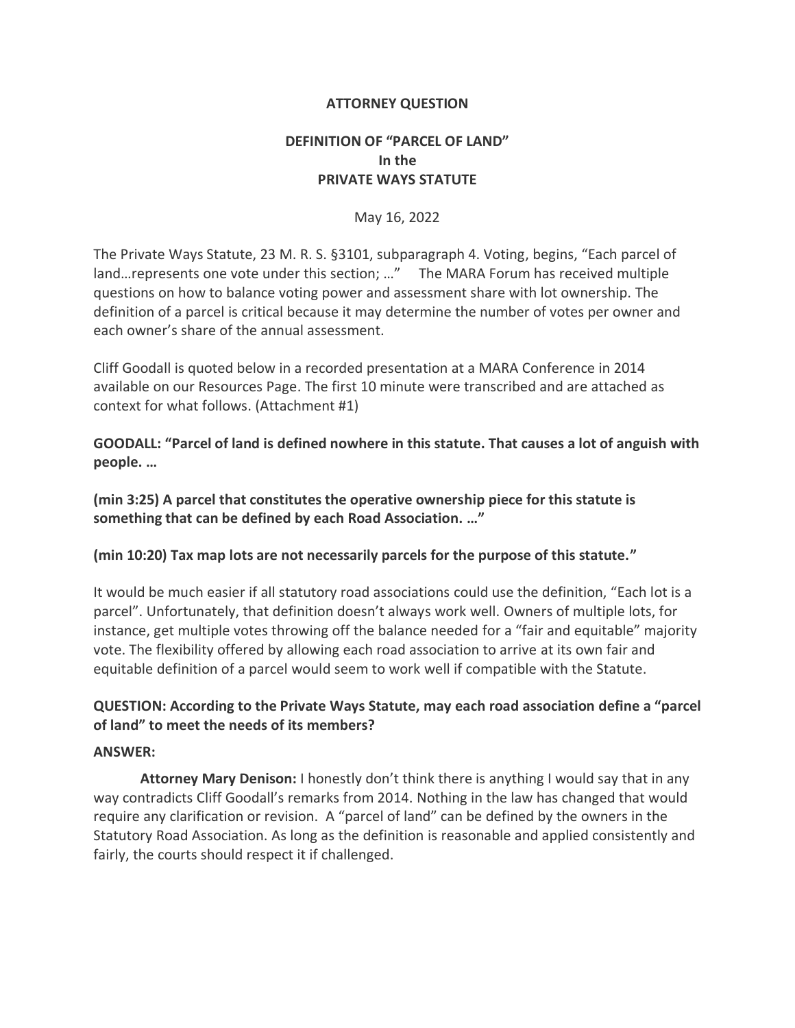# ATTORNEY QUESTION

## DEFINITION OF "PARCEL OF LAND"
## In the
## PRIVATE WAYS STATUTE

May 16, 2022

The Private Ways Statute, 23 M. R. S. §3101, subparagraph 4. Voting, begins, "Each parcel of land…represents one vote under this section; …" The MARA Forum has received multiple questions on how to balance voting power and assessment share with lot ownership. The definition of a parcel is critical because it may determine the number of votes per owner and each owner's share of the annual assessment.

Cliff Goodall is quoted below in a recorded presentation at a MARA Conference in 2014 available on our Resources Page. The first 10 minute were transcribed and are attached as context for what follows. (Attachment #1)

**GOODALL: "Parcel of land is defined nowhere in this statute. That causes a lot of anguish with people. …**

**(min 3:25) A parcel that constitutes the operative ownership piece for this statute is something that can be defined by each Road Association. …"**

**(min 10:20) Tax map lots are not necessarily parcels for the purpose of this statute."**

It would be much easier if all statutory road associations could use the definition, "Each lot is a parcel". Unfortunately, that definition doesn't always work well. Owners of multiple lots, for instance, get multiple votes throwing off the balance needed for a "fair and equitable" majority vote. The flexibility offered by allowing each road association to arrive at its own fair and equitable definition of a parcel would seem to work well if compatible with the Statute.

**QUESTION: According to the Private Ways Statute, may each road association define a "parcel of land" to meet the needs of its members?**

**ANSWER:**

**Attorney Mary Denison:** I honestly don't think there is anything I would say that in any way contradicts Cliff Goodall's remarks from 2014. Nothing in the law has changed that would require any clarification or revision. A "parcel of land" can be defined by the owners in the Statutory Road Association. As long as the definition is reasonable and applied consistently and fairly, the courts should respect it if challenged.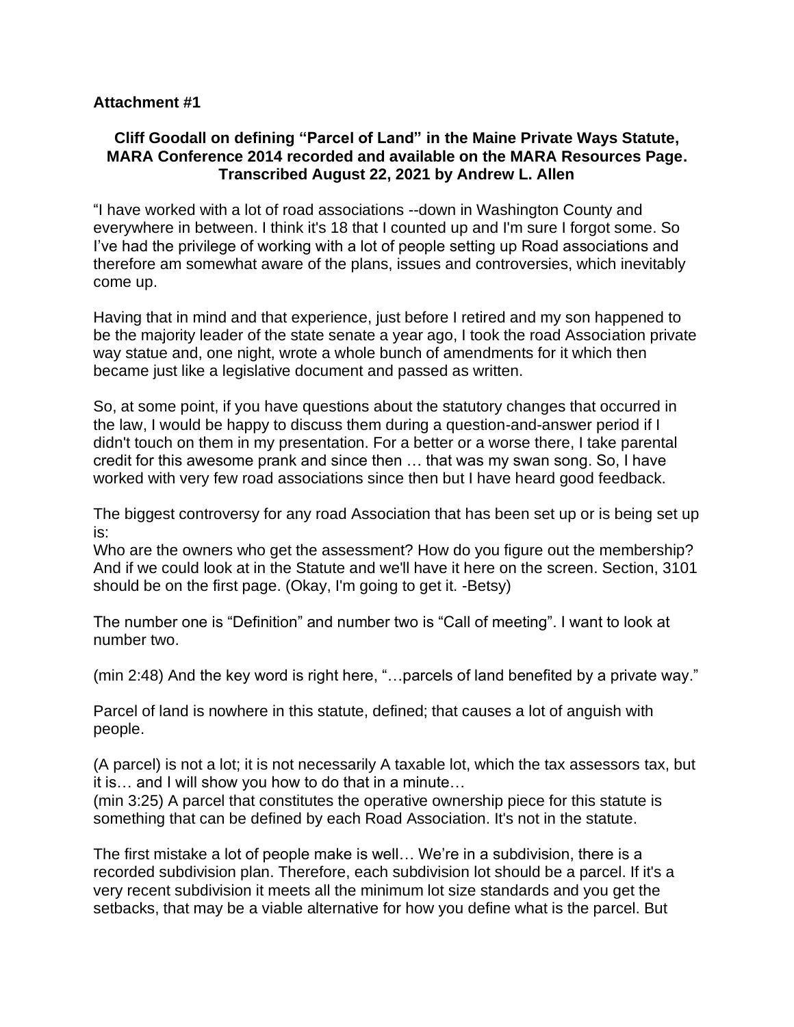**Attachment #1**

**Cliff Goodall on defining "Parcel of Land" in the Maine Private Ways Statute, MARA Conference 2014 recorded and available on the MARA Resources Page. Transcribed August 22, 2021 by Andrew L. Allen**

"I have worked with a lot of road associations --down in Washington County and everywhere in between. I think it's 18 that I counted up and I'm sure I forgot some. So I've had the privilege of working with a lot of people setting up Road associations and therefore am somewhat aware of the plans, issues and controversies, which inevitably come up.

Having that in mind and that experience, just before I retired and my son happened to be the majority leader of the state senate a year ago, I took the road Association private way statue and, one night, wrote a whole bunch of amendments for it which then became just like a legislative document and passed as written.

So, at some point, if you have questions about the statutory changes that occurred in the law, I would be happy to discuss them during a question-and-answer period if I didn't touch on them in my presentation. For a better or a worse there, I take parental credit for this awesome prank and since then … that was my swan song. So, I have worked with very few road associations since then but I have heard good feedback.

The biggest controversy for any road Association that has been set up or is being set up is:
Who are the owners who get the assessment? How do you figure out the membership? And if we could look at in the Statute and we'll have it here on the screen. Section, 3101 should be on the first page. (Okay, I'm going to get it. -Betsy)

The number one is "Definition" and number two is "Call of meeting". I want to look at number two.

(min 2:48) And the key word is right here, "…parcels of land benefited by a private way."

Parcel of land is nowhere in this statute, defined; that causes a lot of anguish with people.

(A parcel) is not a lot; it is not necessarily A taxable lot, which the tax assessors tax, but it is… and I will show you how to do that in a minute…
(min 3:25) A parcel that constitutes the operative ownership piece for this statute is something that can be defined by each Road Association. It's not in the statute.

The first mistake a lot of people make is well… We're in a subdivision, there is a recorded subdivision plan. Therefore, each subdivision lot should be a parcel. If it's a very recent subdivision it meets all the minimum lot size standards and you get the setbacks, that may be a viable alternative for how you define what is the parcel. But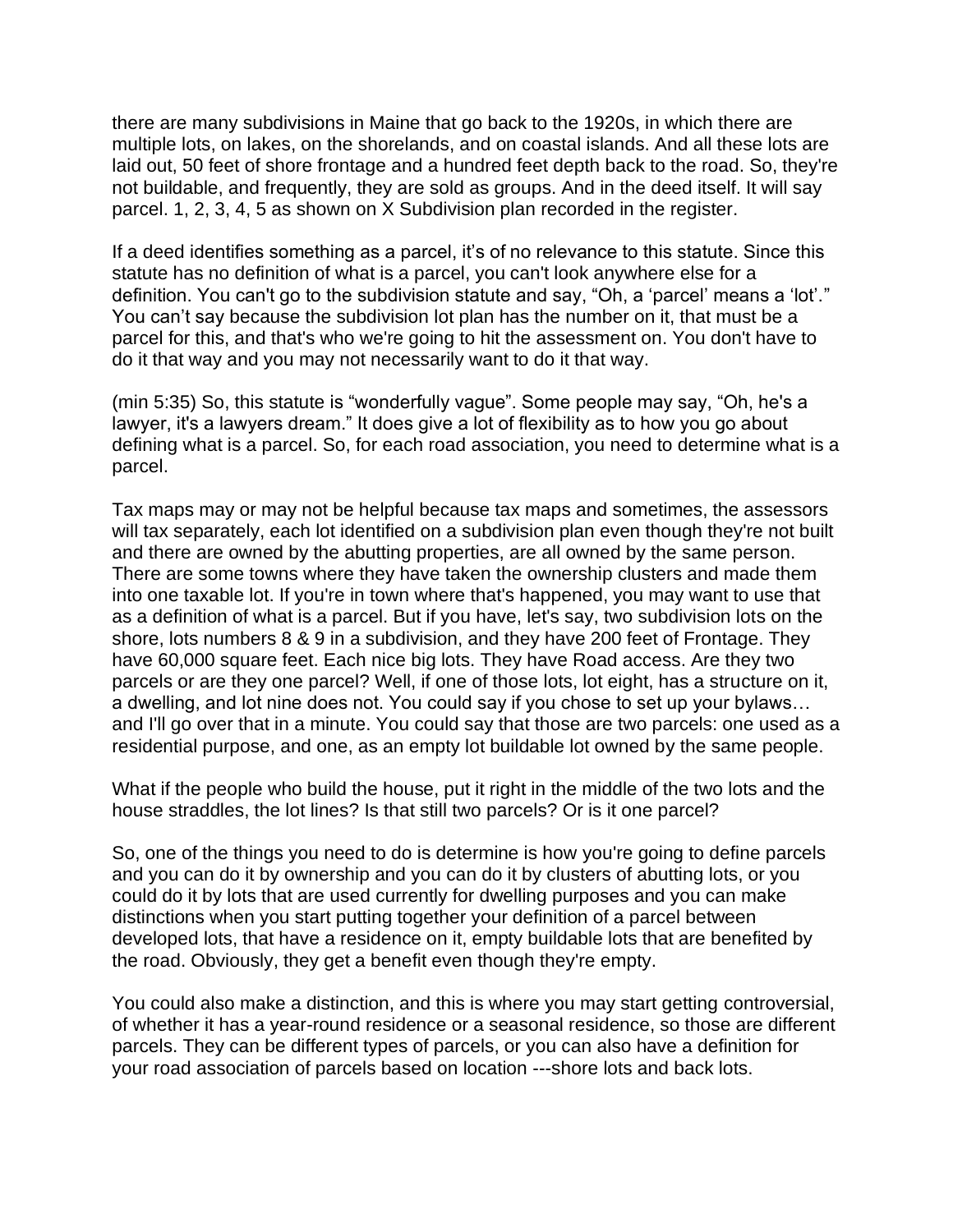there are many subdivisions in Maine that go back to the 1920s, in which there are multiple lots, on lakes, on the shorelands, and on coastal islands. And all these lots are laid out, 50 feet of shore frontage and a hundred feet depth back to the road. So, they're not buildable, and frequently, they are sold as groups. And in the deed itself. It will say parcel. 1, 2, 3, 4, 5 as shown on X Subdivision plan recorded in the register.

If a deed identifies something as a parcel, it's of no relevance to this statute. Since this statute has no definition of what is a parcel, you can't look anywhere else for a definition. You can't go to the subdivision statute and say, "Oh, a 'parcel' means a 'lot'." You can't say because the subdivision lot plan has the number on it, that must be a parcel for this, and that's who we're going to hit the assessment on. You don't have to do it that way and you may not necessarily want to do it that way.

(min 5:35) So, this statute is "wonderfully vague". Some people may say, "Oh, he's a lawyer, it's a lawyers dream." It does give a lot of flexibility as to how you go about defining what is a parcel. So, for each road association, you need to determine what is a parcel.

Tax maps may or may not be helpful because tax maps and sometimes, the assessors will tax separately, each lot identified on a subdivision plan even though they're not built and there are owned by the abutting properties, are all owned by the same person. There are some towns where they have taken the ownership clusters and made them into one taxable lot. If you're in town where that's happened, you may want to use that as a definition of what is a parcel. But if you have, let's say, two subdivision lots on the shore, lots numbers 8 & 9 in a subdivision, and they have 200 feet of Frontage. They have 60,000 square feet. Each nice big lots. They have Road access. Are they two parcels or are they one parcel? Well, if one of those lots, lot eight, has a structure on it, a dwelling, and lot nine does not. You could say if you chose to set up your bylaws… and I'll go over that in a minute. You could say that those are two parcels: one used as a residential purpose, and one, as an empty lot buildable lot owned by the same people.

What if the people who build the house, put it right in the middle of the two lots and the house straddles, the lot lines? Is that still two parcels? Or is it one parcel?

So, one of the things you need to do is determine is how you're going to define parcels and you can do it by ownership and you can do it by clusters of abutting lots, or you could do it by lots that are used currently for dwelling purposes and you can make distinctions when you start putting together your definition of a parcel between developed lots, that have a residence on it, empty buildable lots that are benefited by the road. Obviously, they get a benefit even though they're empty.

You could also make a distinction, and this is where you may start getting controversial, of whether it has a year-round residence or a seasonal residence, so those are different parcels. They can be different types of parcels, or you can also have a definition for your road association of parcels based on location ---shore lots and back lots.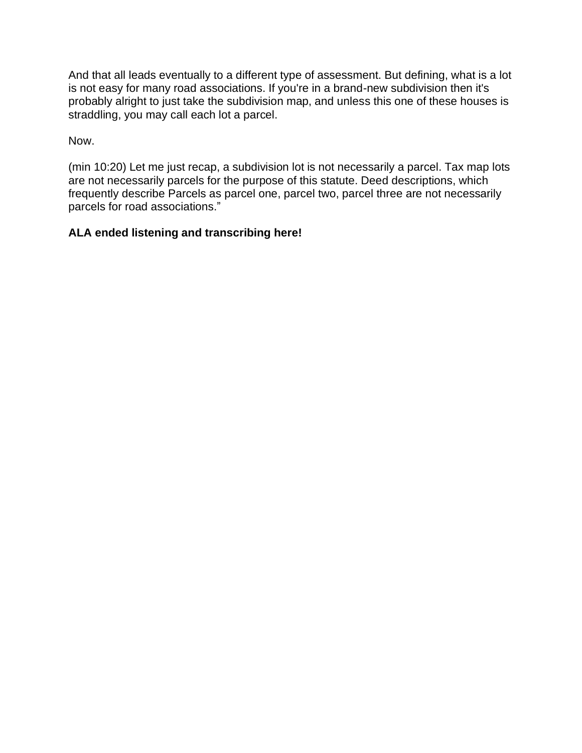And that all leads eventually to a different type of assessment. But defining, what is a lot is not easy for many road associations. If you're in a brand-new subdivision then it's probably alright to just take the subdivision map, and unless this one of these houses is straddling, you may call each lot a parcel.

Now.

(min 10:20) Let me just recap, a subdivision lot is not necessarily a parcel. Tax map lots are not necessarily parcels for the purpose of this statute. Deed descriptions, which frequently describe Parcels as parcel one, parcel two, parcel three are not necessarily parcels for road associations."

**ALA ended listening and transcribing here!**